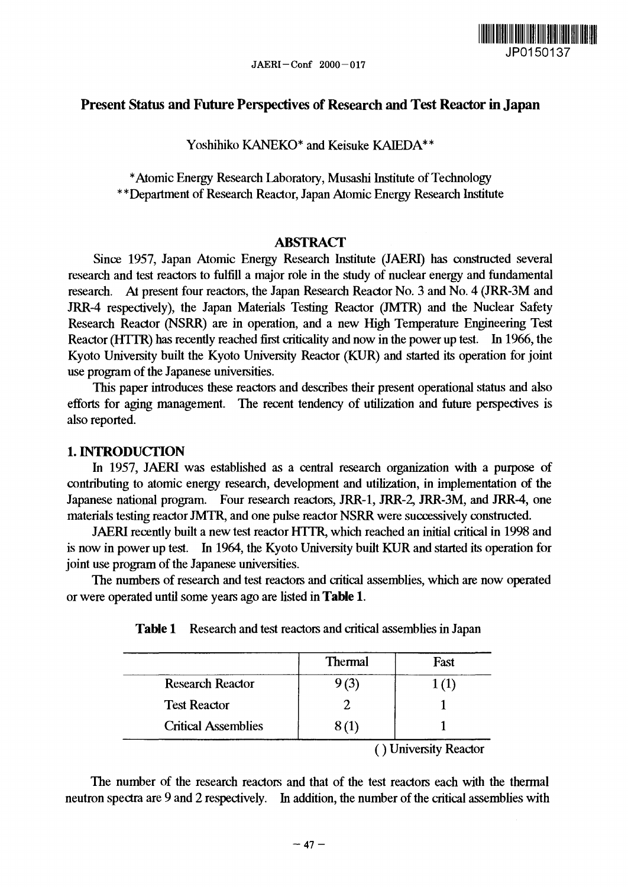# Present Status and Future Perspectives of Research and Test Reactor in Japan

Yoshihiko KANEKO* and Keisuke KAIEDA**

*Atomic Energy Research Laboratory, Musashi Institute of Technology
**Department of Research Reactor, Japan Atomic Energy Research Institute

## ABSTRACT

Since 1957, Japan Atomic Energy Research Institute (JAERI) has constructed several research and test reactors to fulfill a major role in the study of nuclear energy and fundamental research. At present four reactors, the Japan Research Reactor No. 3 and No. 4 (JRR-3M and JRR-4 respectively), the Japan Materials Testing Reactor (JMTR) and the Nuclear Safety Research Reactor (NSRR) are in operation, and a new High Temperature Engineering Test Reactor (HTTR) has recently reached first criticality and now in the power up test. In 1966, the Kyoto University built the Kyoto University Reactor (KUR) and started its operation for joint use program of the Japanese universities.

This paper introduces these reactors and describes their present operational status and also efforts for aging management. The recent tendency of utilization and future perspectives is also reported.

## 1. INTRODUCTION

In 1957, JAERI was established as a central research organization with a purpose of contributing to atomic energy research, development and utilization, in implementation of the Japanese national program. Four research reactors, JRR-1, JRR-2, JRR-3M, and JRR-4, one materials testing reactor JMTR, and one pulse reactor NSRR were successively constructed.

JAERI recently built a new test reactor HTTR, which reached an initial critical in 1998 and is now in power up test. In 1964, the Kyoto University built KUR and started its operation for joint use program of the Japanese universities.

The numbers of research and test reactors and critical assemblies, which are now operated or were operated until some years ago are listed in **Table 1**.

**Table 1** Research and test reactors and critical assemblies in Japan

| | Thermal | Fast |
|---|---|---|
| Research Reactor | 9 (3) | 1 (1) |
| Test Reactor | 2 | 1 |
| Critical Assemblies | 8 (1) | 1 |

( ) University Reactor

The number of the research reactors and that of the test reactors each with the thermal neutron spectra are 9 and 2 respectively. In addition, the number of the critical assemblies with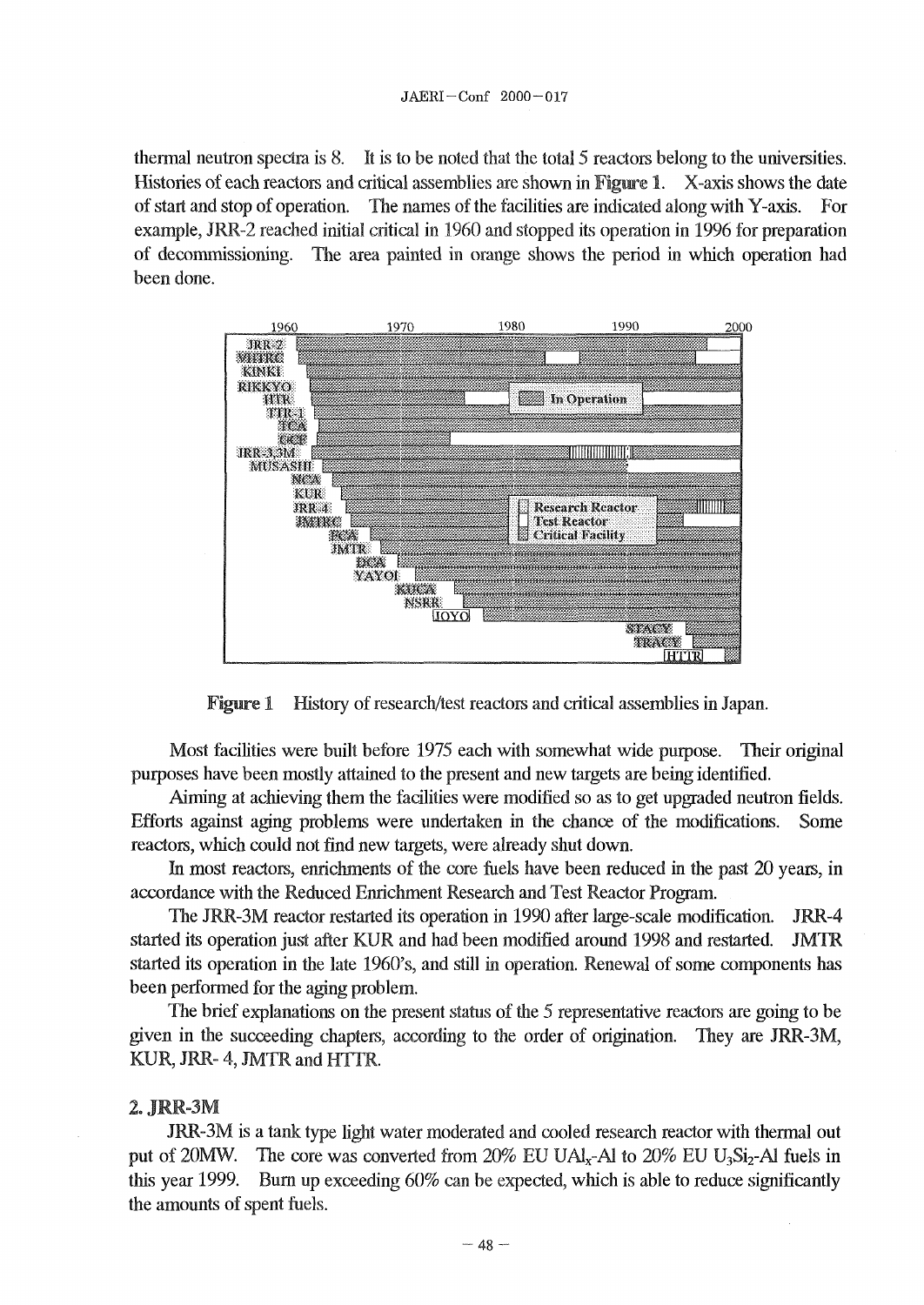thermal neutron spectra is 8. It is to be noted that the total 5 reactors belong to the universities. Histories of each reactors and critical assemblies are shown in **Figure 1**. X-axis shows the date of start and stop of operation. The names of the facilities are indicated along with Y-axis. For example, JRR-2 reached initial critical in 1960 and stopped its operation in 1996 for preparation of decommissioning. The area painted in orange shows the period in which operation had been done.

**Figure 1** History of research/test reactors and critical assemblies in Japan.

Most facilities were built before 1975 each with somewhat wide purpose. Their original purposes have been mostly attained to the present and new targets are being identified.

Aiming at achieving them the facilities were modified so as to get upgraded neutron fields. Efforts against aging problems were undertaken in the chance of the modifications. Some reactors, which could not find new targets, were already shut down.

In most reactors, enrichments of the core fuels have been reduced in the past 20 years, in accordance with the Reduced Enrichment Research and Test Reactor Program.

The JRR-3M reactor restarted its operation in 1990 after large-scale modification. JRR-4 started its operation just after KUR and had been modified around 1998 and restarted. JMTR started its operation in the late 1960's, and still in operation. Renewal of some components has been performed for the aging problem.

The brief explanations on the present status of the 5 representative reactors are going to be given in the succeeding chapters, according to the order of origination. They are JRR-3M, KUR, JRR- 4, JMTR and HTTR.

## 2. JRR-3M

JRR-3M is a tank type light water moderated and cooled research reactor with thermal out put of 20MW. The core was converted from 20% EU $UAl_x$-Al to 20% EU $U_3Si_2$-Al fuels in this year 1999. Burn up exceeding 60% can be expected, which is able to reduce significantly the amounts of spent fuels.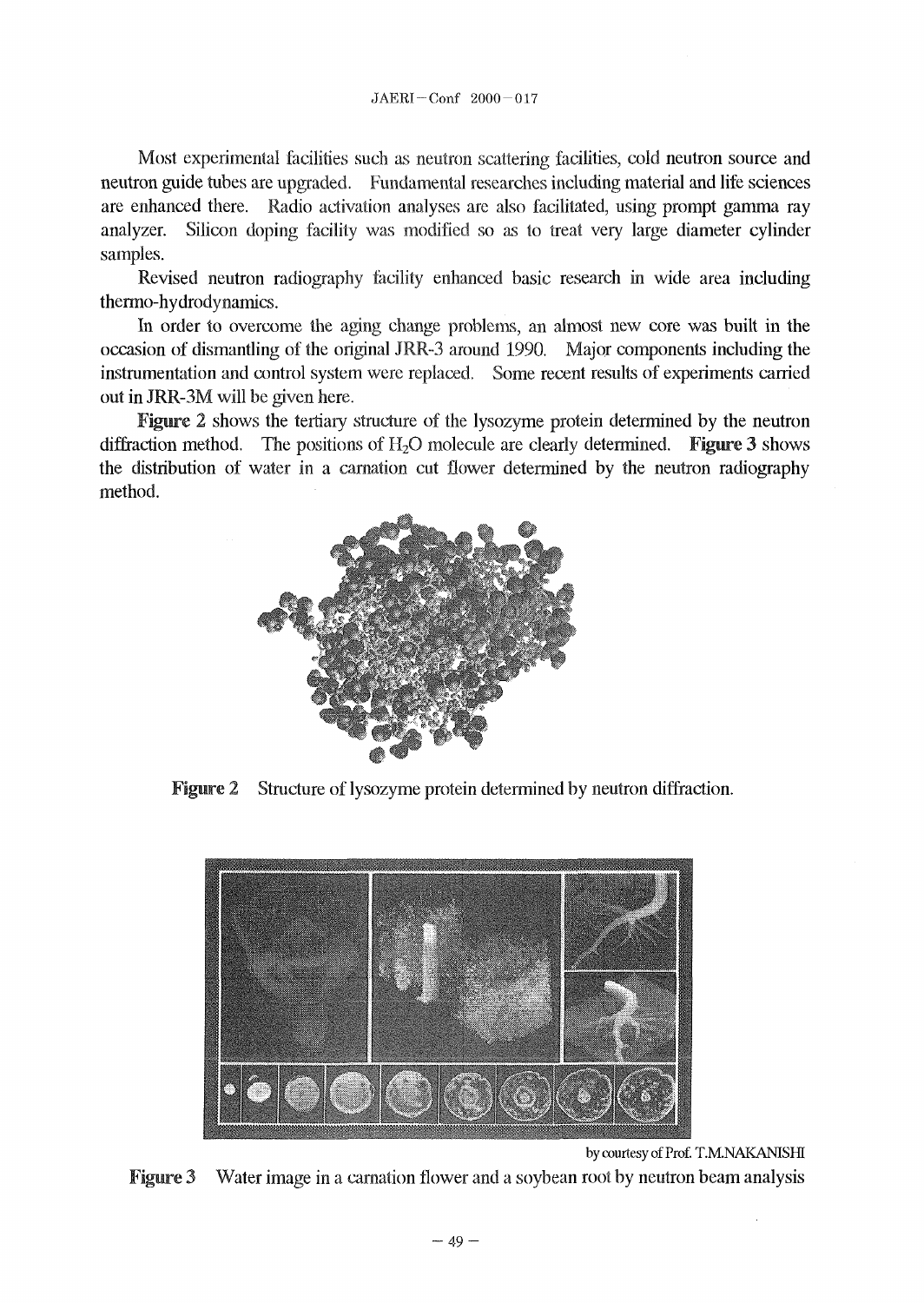Most experimental facilities such as neutron scattering facilities, cold neutron source and neutron guide tubes are upgraded. Fundamental researches including material and life sciences are enhanced there. Radio activation analyses are also facilitated, using prompt gamma ray analyzer. Silicon doping facility was modified so as to treat very large diameter cylinder samples.

Revised neutron radiography facility enhanced basic research in wide area including thermo-hydrodynamics.

In order to overcome the aging change problems, an almost new core was built in the occasion of dismantling of the original JRR-3 around 1990. Major components including the instrumentation and control system were replaced. Some recent results of experiments carried out in JRR-3M will be given here.

**Figure 2** shows the tertiary structure of the lysozyme protein determined by the neutron diffraction method. The positions of $H_2O$ molecule are clearly determined. **Figure 3** shows the distribution of water in a carnation cut flower determined by the neutron radiography method.

**Figure 2** Structure of lysozyme protein determined by neutron diffraction.

by courtesy of Prof. T.M.NAKANISHI

**Figure 3** Water image in a carnation flower and a soybean root by neutron beam analysis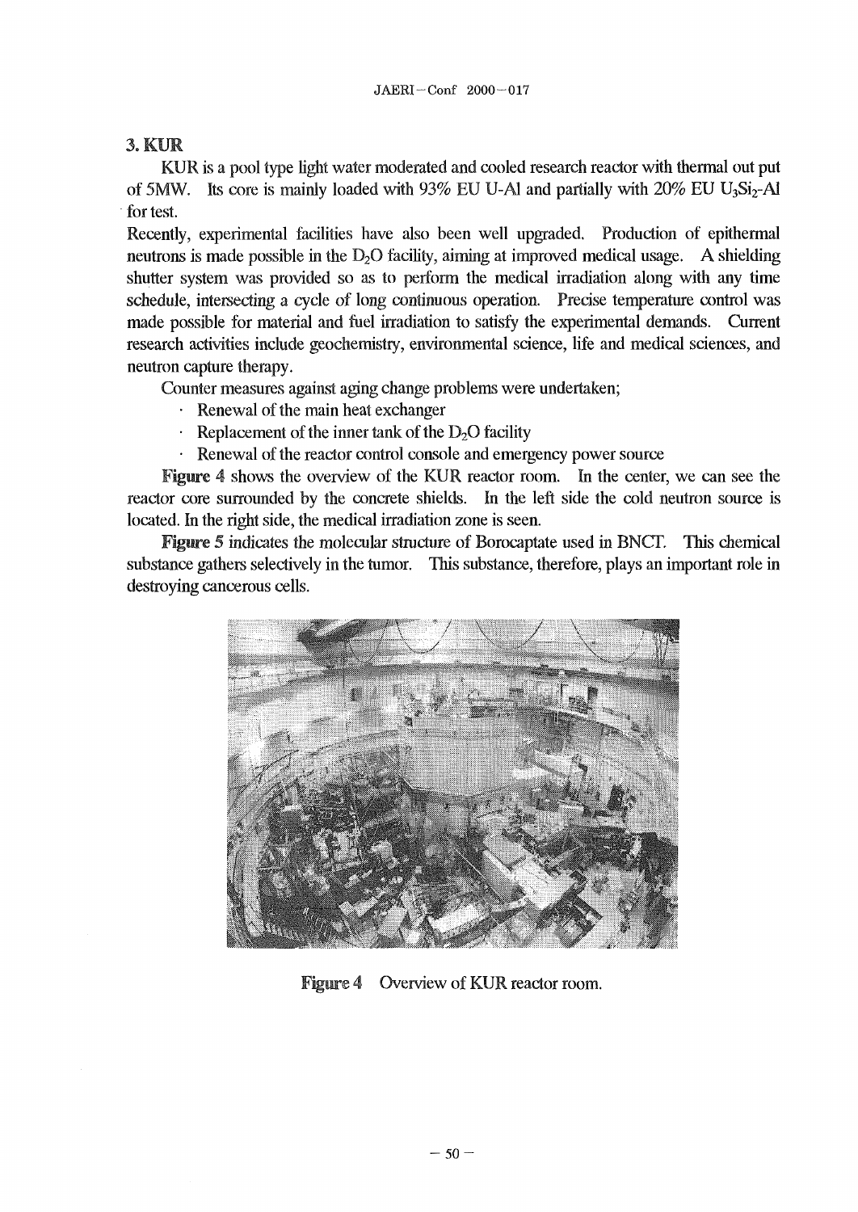## 3. KUR

KUR is a pool type light water moderated and cooled research reactor with thermal out put of 5MW. Its core is mainly loaded with 93% EU U-Al and partially with 20% EU $U_3Si_2$-Al for test.

Recently, experimental facilities have also been well upgraded. Production of epithermal neutrons is made possible in the $D_2O$ facility, aiming at improved medical usage. A shielding shutter system was provided so as to perform the medical irradiation along with any time schedule, intersecting a cycle of long continuous operation. Precise temperature control was made possible for material and fuel irradiation to satisfy the experimental demands. Current research activities include geochemistry, environmental science, life and medical sciences, and neutron capture therapy.

Counter measures against aging change problems were undertaken;

- Renewal of the main heat exchanger
- Replacement of the inner tank of the $D_2O$ facility
- Renewal of the reactor control console and emergency power source

**Figure 4** shows the overview of the KUR reactor room. In the center, we can see the reactor core surrounded by the concrete shields. In the left side the cold neutron source is located. In the right side, the medical irradiation zone is seen.

**Figure 5** indicates the molecular structure of Borocaptate used in BNCT. This chemical substance gathers selectively in the tumor. This substance, therefore, plays an important role in destroying cancerous cells.

**Figure 4** Overview of KUR reactor room.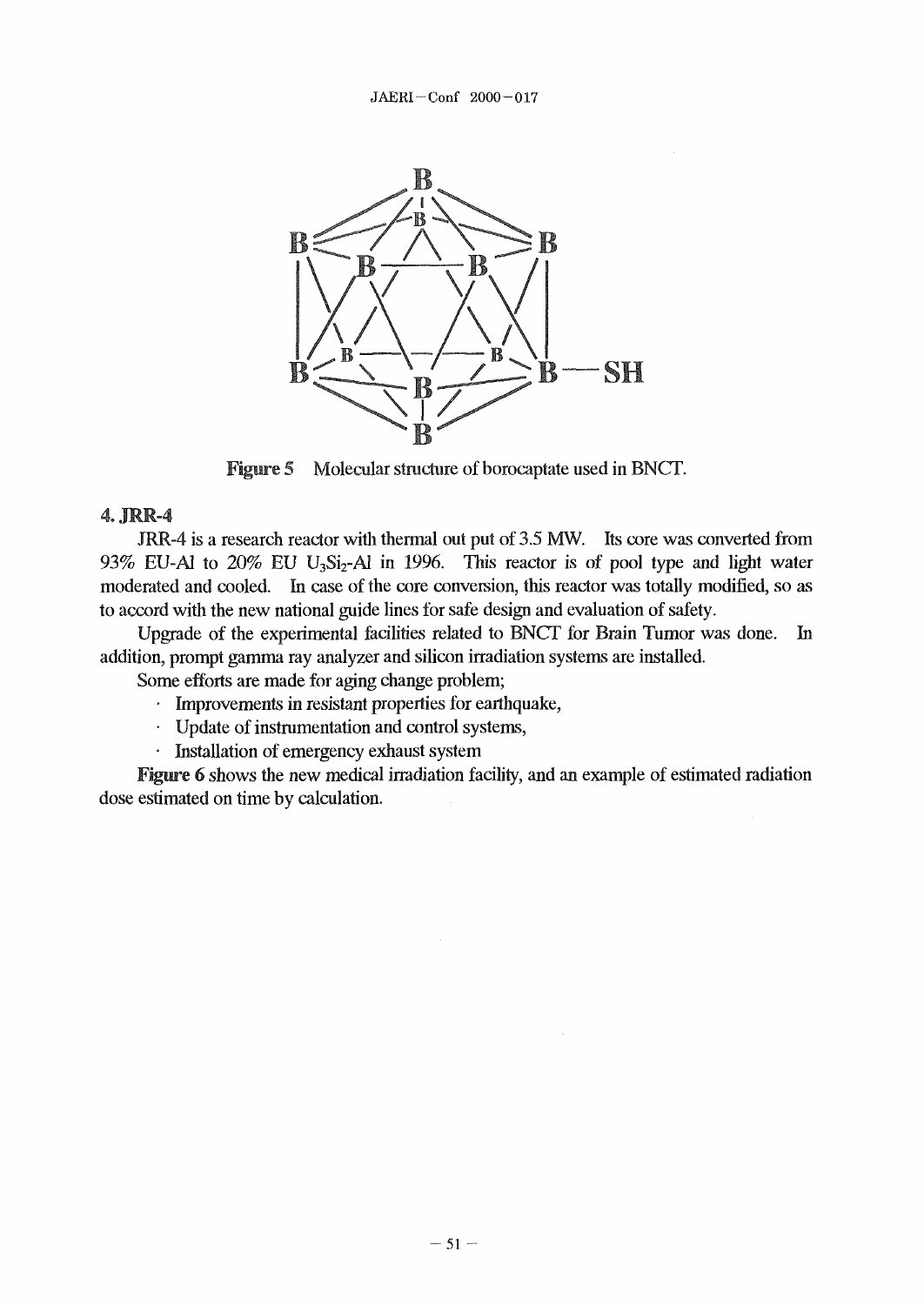Figure 5 Molecular structure of borocaptate used in BNCT.

## 4. JRR-4

JRR-4 is a research reactor with thermal out put of 3.5 MW. Its core was converted from 93% EU-Al to 20% EU $U_3Si_2$-Al in 1996. This reactor is of pool type and light water moderated and cooled. In case of the core conversion, this reactor was totally modified, so as to accord with the new national guide lines for safe design and evaluation of safety.

Upgrade of the experimental facilities related to BNCT for Brain Tumor was done. In addition, prompt gamma ray analyzer and silicon irradiation systems are installed.

Some efforts are made for aging change problem;

- Improvements in resistant properties for earthquake,
- Update of instrumentation and control systems,
- Installation of emergency exhaust system

**Figure 6** shows the new medical irradiation facility, and an example of estimated radiation dose estimated on time by calculation.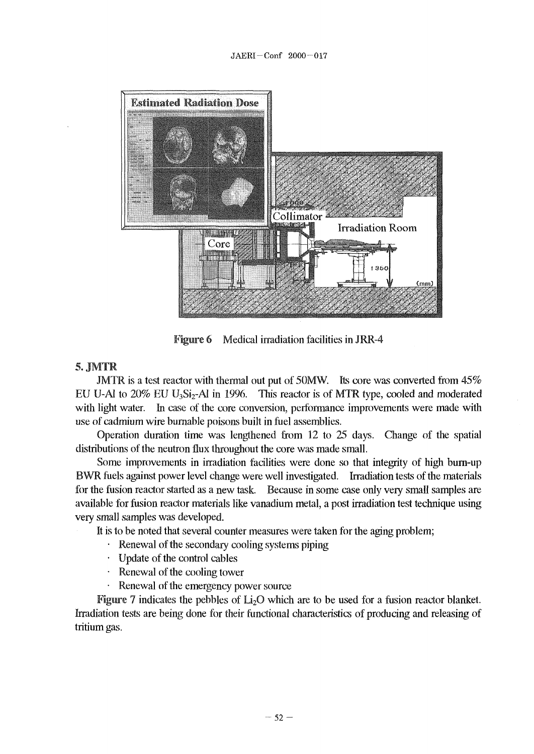Figure 6 Medical irradiation facilities in JRR-4

## 5. JMTR

JMTR is a test reactor with thermal out put of 50MW. Its core was converted from 45% EU U-Al to 20% EU $U_3Si_2$-Al in 1996. This reactor is of MTR type, cooled and moderated with light water. In case of the core conversion, performance improvements were made with use of cadmium wire burnable poisons built in fuel assemblies.

Operation duration time was lengthened from 12 to 25 days. Change of the spatial distributions of the neutron flux throughout the core was made small.

Some improvements in irradiation facilities were done so that integrity of high burn-up BWR fuels against power level change were well investigated. Irradiation tests of the materials for the fusion reactor started as a new task. Because in some case only very small samples are available for fusion reactor materials like vanadium metal, a post irradiation test technique using very small samples was developed.

It is to be noted that several counter measures were taken for the aging problem;

- Renewal of the secondary cooling systems piping
- Update of the control cables
- Renewal of the cooling tower
- Renewal of the emergency power source

**Figure 7** indicates the pebbles of $Li_2O$ which are to be used for a fusion reactor blanket. Irradiation tests are being done for their functional characteristics of producing and releasing of tritium gas.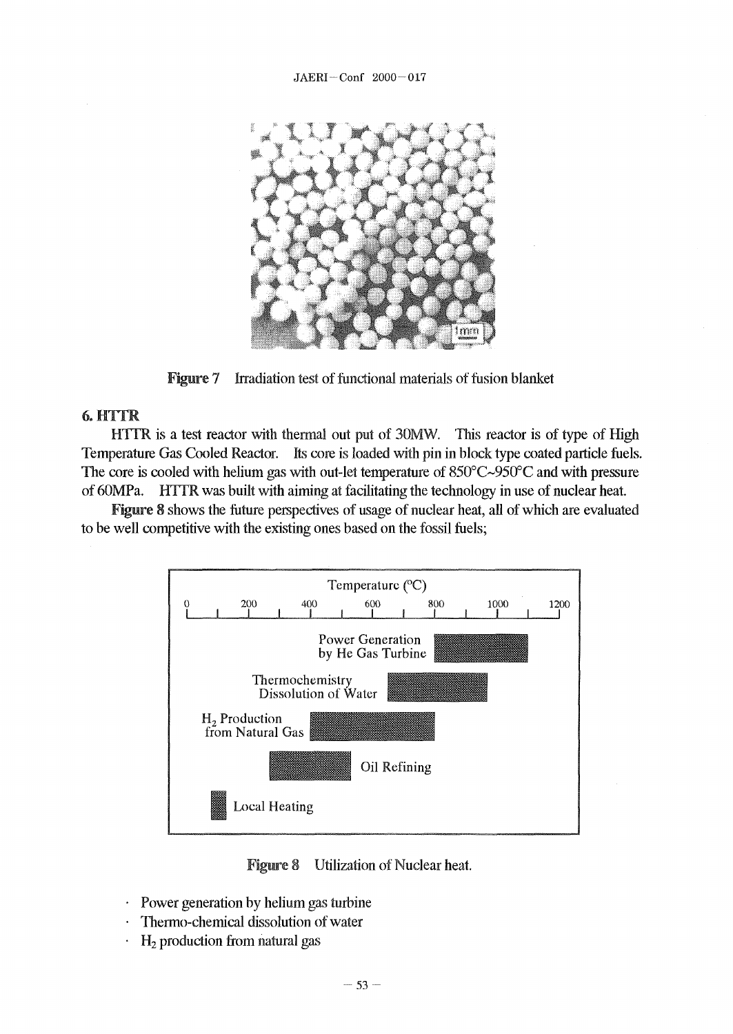Figure 7 Irradiation test of functional materials of fusion blanket

## 6. HTTR

HTTR is a test reactor with thermal out put of 30MW. This reactor is of type of High Temperature Gas Cooled Reactor. Its core is loaded with pin in block type coated particle fuels. The core is cooled with helium gas with out-let temperature of 850°C~950°C and with pressure of 60MPa. HTTR was built with aiming at facilitating the technology in use of nuclear heat.

**Figure 8** shows the future perspectives of usage of nuclear heat, all of which are evaluated to be well competitive with the existing ones based on the fossil fuels;

Figure 8 Utilization of Nuclear heat.

- Power generation by helium gas turbine
- Thermo-chemical dissolution of water
- $H_2$ production from natural gas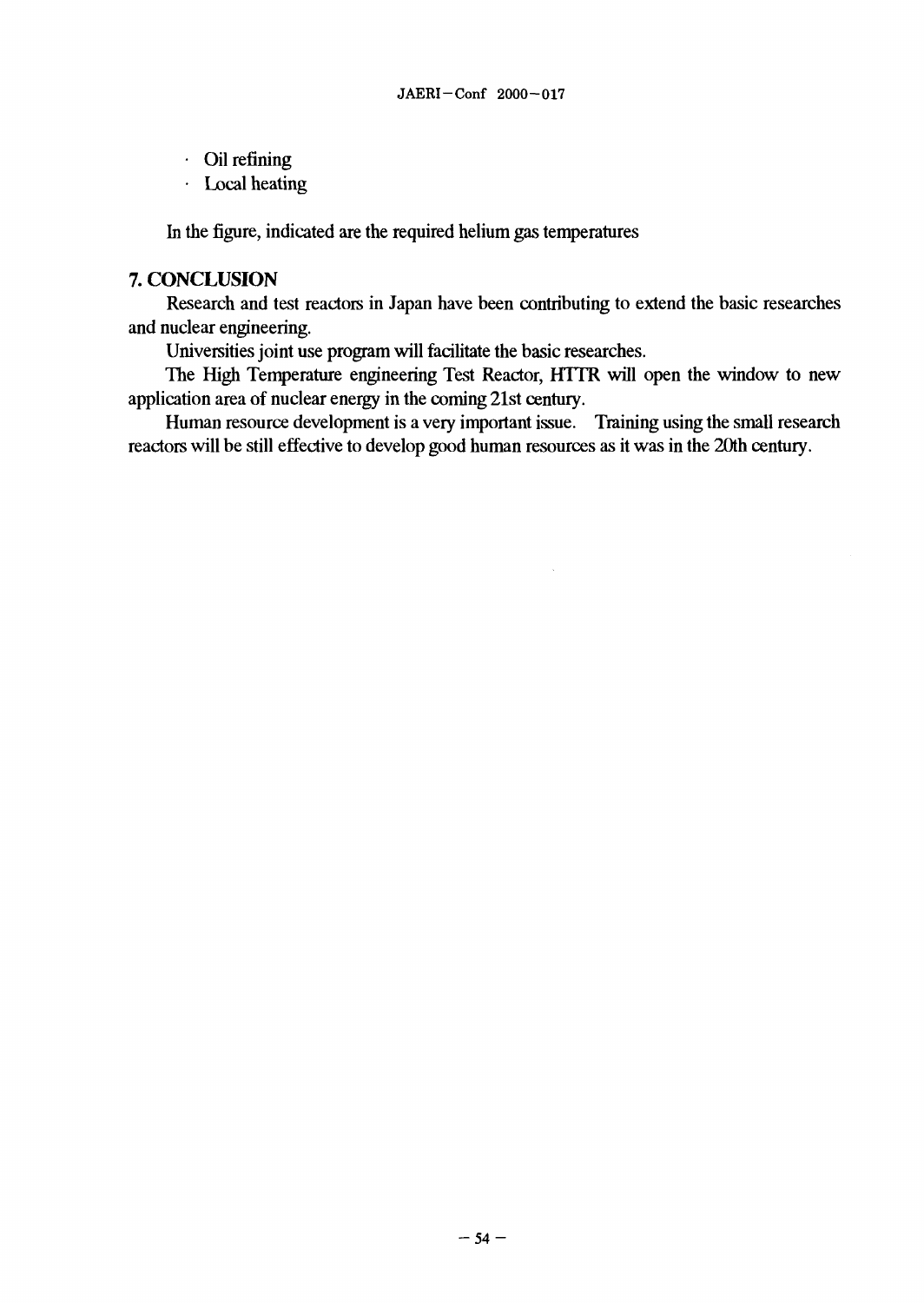- Oil refining
- Local heating

In the figure, indicated are the required helium gas temperatures

## 7. CONCLUSION

Research and test reactors in Japan have been contributing to extend the basic researches and nuclear engineering.

Universities joint use program will facilitate the basic researches.

The High Temperature engineering Test Reactor, HTTR will open the window to new application area of nuclear energy in the coming 21st century.

Human resource development is a very important issue. Training using the small research reactors will be still effective to develop good human resources as it was in the 20th century.